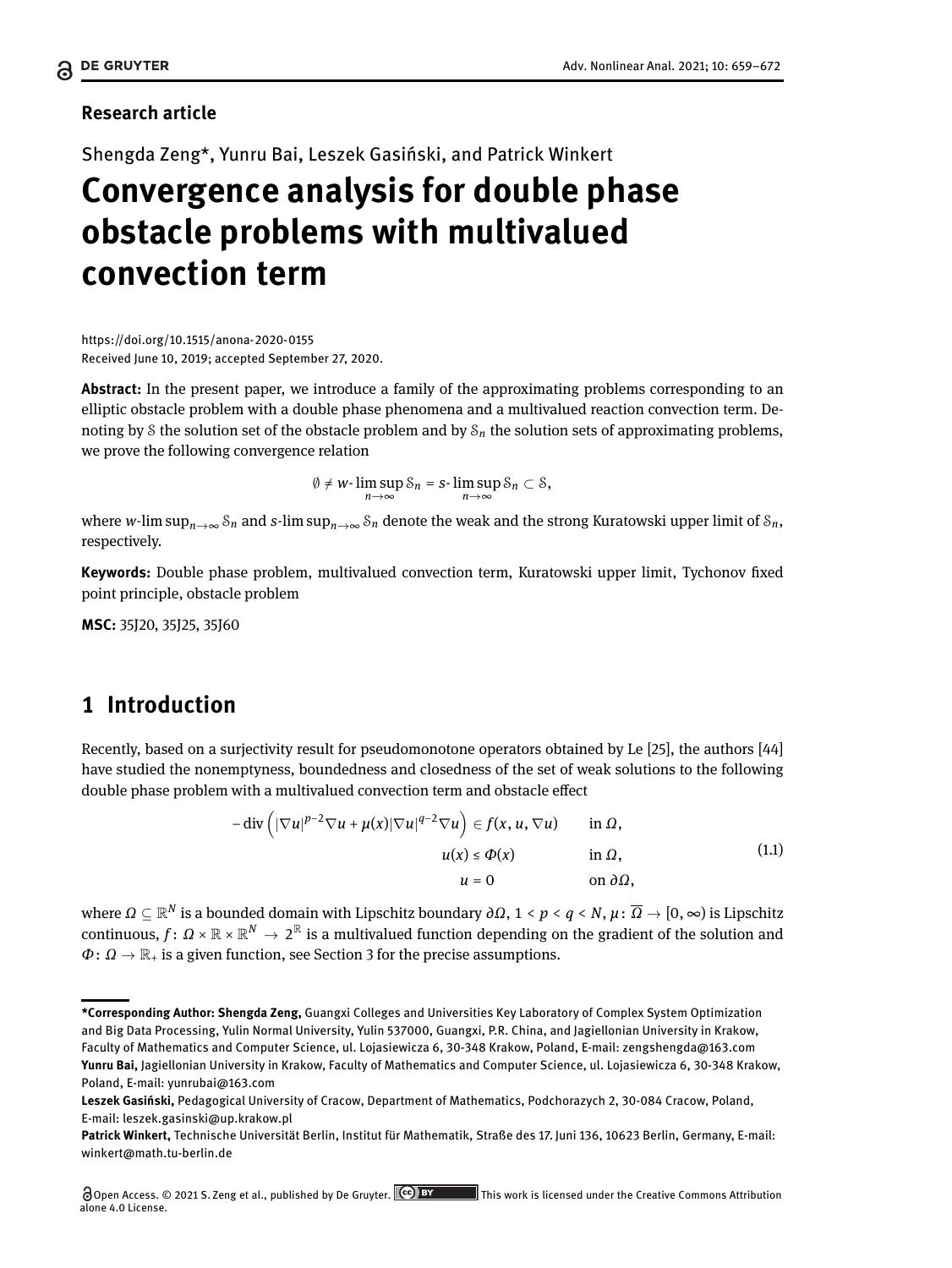**Research article**

Shengda Zeng*, Yunru Bai, Leszek Gasiński, and Patrick Winkert

# Convergence analysis for double phase obstacle problems with multivalued convection term

https://doi.org/10.1515/anona-2020-0155
Received June 10, 2019; accepted September 27, 2020.

**Abstract:** In the present paper, we introduce a family of the approximating problems corresponding to an elliptic obstacle problem with a double phase phenomena and a multivalued reaction convection term. Denoting by $\mathcal{S}$ the solution set of the obstacle problem and by $\mathcal{S}_n$ the solution sets of approximating problems, we prove the following convergence relation

$$\emptyset \neq w\text{-}\limsup_{n\to\infty} \mathcal{S}_n = s\text{-}\limsup_{n\to\infty} \mathcal{S}_n \subset \mathcal{S},$$

where $w\text{-}\limsup_{n\to\infty} \mathcal{S}_n$ and $s\text{-}\limsup_{n\to\infty} \mathcal{S}_n$ denote the weak and the strong Kuratowski upper limit of $\mathcal{S}_n$, respectively.

**Keywords:** Double phase problem, multivalued convection term, Kuratowski upper limit, Tychonov fixed point principle, obstacle problem

**MSC:** 35J20, 35J25, 35J60

## 1 Introduction

Recently, based on a surjectivity result for pseudomonotone operators obtained by Le [25], the authors [44] have studied the nonemptyness, boundedness and closedness of the set of weak solutions to the following double phase problem with a multivalued convection term and obstacle effect

$$\begin{aligned}
-\operatorname{div}\left(|\nabla u|^{p-2}\nabla u + \mu(x)|\nabla u|^{q-2}\nabla u\right) &\in f(x,u,\nabla u) && \text{in } \Omega,\\
u(x) &\leq \Phi(x) && \text{in } \Omega,\\
u &= 0 && \text{on } \partial\Omega,
\end{aligned} \tag{1.1}$$

where $\Omega \subseteq \mathbb{R}^N$ is a bounded domain with Lipschitz boundary $\partial\Omega$, $1 < p < q < N$, $\mu\colon \overline{\Omega} \to [0,\infty)$ is Lipschitz continuous, $f\colon \Omega \times \mathbb{R} \times \mathbb{R}^N \to 2^{\mathbb{R}}$ is a multivalued function depending on the gradient of the solution and $\Phi\colon \Omega \to \mathbb{R}_+$ is a given function, see Section 3 for the precise assumptions.

---

***Corresponding Author: Shengda Zeng,** Guangxi Colleges and Universities Key Laboratory of Complex System Optimization and Big Data Processing, Yulin Normal University, Yulin 537000, Guangxi, P.R. China, and Jagiellonian University in Krakow, Faculty of Mathematics and Computer Science, ul. Lojasiewicza 6, 30-348 Krakow, Poland, E-mail: zengshengda@163.com
**Yunru Bai,** Jagiellonian University in Krakow, Faculty of Mathematics and Computer Science, ul. Lojasiewicza 6, 30-348 Krakow, Poland, E-mail: yunrubai@163.com
**Leszek Gasiński,** Pedagogical University of Cracow, Department of Mathematics, Podchorazych 2, 30-084 Cracow, Poland, E-mail: leszek.gasinski@up.krakow.pl
**Patrick Winkert,** Technische Universität Berlin, Institut für Mathematik, Straße des 17. Juni 136, 10623 Berlin, Germany, E-mail: winkert@math.tu-berlin.de

Open Access. © 2021 S. Zeng et al., published by De Gruyter. This work is licensed under the Creative Commons Attribution alone 4.0 License.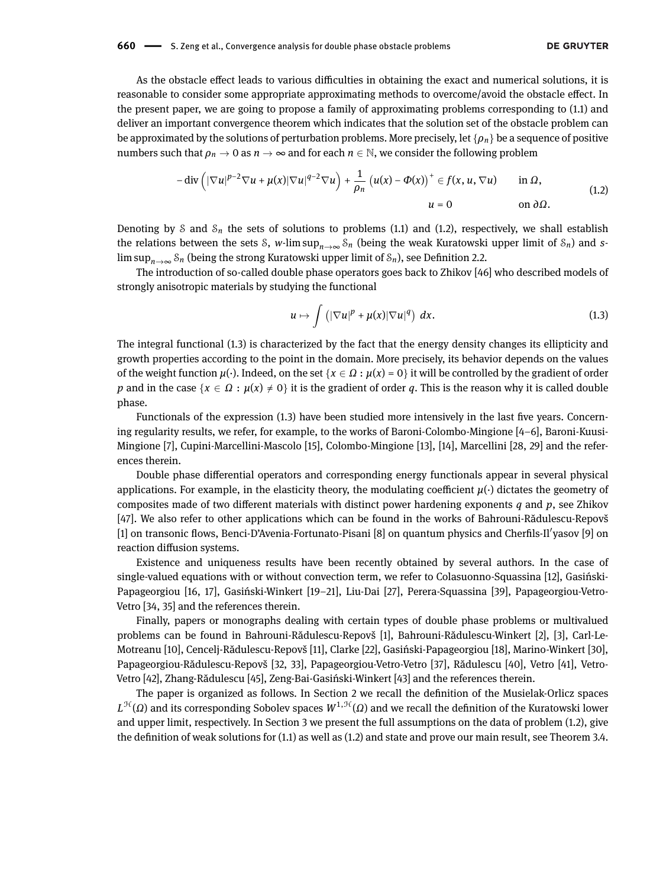As the obstacle effect leads to various difficulties in obtaining the exact and numerical solutions, it is reasonable to consider some appropriate approximating methods to overcome/avoid the obstacle effect. In the present paper, we are going to propose a family of approximating problems corresponding to (1.1) and deliver an important convergence theorem which indicates that the solution set of the obstacle problem can be approximated by the solutions of perturbation problems. More precisely, let $\{\rho_n\}$ be a sequence of positive numbers such that $\rho_n \to 0$ as $n \to \infty$ and for each $n \in \mathbb{N}$, we consider the following problem

$$
\begin{aligned}
-\operatorname{div}\left(|\nabla u|^{p-2}\nabla u + \mu(x)|\nabla u|^{q-2}\nabla u\right) + \frac{1}{\rho_n}\left(u(x) - \Phi(x)\right)^+ &\in f(x, u, \nabla u) && \text{in } \Omega, \\
u &= 0 && \text{on } \partial\Omega.
\end{aligned}
\tag{1.2}
$$

Denoting by $\mathcal{S}$ and $\mathcal{S}_n$ the sets of solutions to problems (1.1) and (1.2), respectively, we shall establish the relations between the sets $\mathcal{S}$, $w$-$\limsup_{n\to\infty} \mathcal{S}_n$ (being the weak Kuratowski upper limit of $\mathcal{S}_n$) and $s$-$\limsup_{n\to\infty} \mathcal{S}_n$ (being the strong Kuratowski upper limit of $\mathcal{S}_n$), see Definition 2.2.

The introduction of so-called double phase operators goes back to Zhikov [46] who described models of strongly anisotropic materials by studying the functional

$$
u \mapsto \int \left(|\nabla u|^p + \mu(x)|\nabla u|^q\right) \, dx. \tag{1.3}
$$

The integral functional (1.3) is characterized by the fact that the energy density changes its ellipticity and growth properties according to the point in the domain. More precisely, its behavior depends on the values of the weight function $\mu(\cdot)$. Indeed, on the set $\{x \in \Omega : \mu(x) = 0\}$ it will be controlled by the gradient of order $p$ and in the case $\{x \in \Omega : \mu(x) \neq 0\}$ it is the gradient of order $q$. This is the reason why it is called double phase.

Functionals of the expression (1.3) have been studied more intensively in the last five years. Concerning regularity results, we refer, for example, to the works of Baroni-Colombo-Mingione [4–6], Baroni-Kuusi-Mingione [7], Cupini-Marcellini-Mascolo [15], Colombo-Mingione [13], [14], Marcellini [28, 29] and the references therein.

Double phase differential operators and corresponding energy functionals appear in several physical applications. For example, in the elasticity theory, the modulating coefficient $\mu(\cdot)$ dictates the geometry of composites made of two different materials with distinct power hardening exponents $q$ and $p$, see Zhikov [47]. We also refer to other applications which can be found in the works of Bahrouni-Rădulescu-Repovš [1] on transonic flows, Benci-D'Avenia-Fortunato-Pisani [8] on quantum physics and Cherfils-Il′yasov [9] on reaction diffusion systems.

Existence and uniqueness results have been recently obtained by several authors. In the case of single-valued equations with or without convection term, we refer to Colasuonno-Squassina [12], Gasiński-Papageorgiou [16, 17], Gasiński-Winkert [19–21], Liu-Dai [27], Perera-Squassina [39], Papageorgiou-Vetro-Vetro [34, 35] and the references therein.

Finally, papers or monographs dealing with certain types of double phase problems or multivalued problems can be found in Bahrouni-Rădulescu-Repovš [1], Bahrouni-Rădulescu-Winkert [2], [3], Carl-Le-Motreanu [10], Cencelj-Rădulescu-Repovš [11], Clarke [22], Gasiński-Papageorgiou [18], Marino-Winkert [30], Papageorgiou-Rădulescu-Repovš [32, 33], Papageorgiou-Vetro-Vetro [37], Rădulescu [40], Vetro [41], Vetro-Vetro [42], Zhang-Rădulescu [45], Zeng-Bai-Gasiński-Winkert [43] and the references therein.

The paper is organized as follows. In Section 2 we recall the definition of the Musielak-Orlicz spaces $L^{\mathcal{H}}(\Omega)$ and its corresponding Sobolev spaces $W^{1,\mathcal{H}}(\Omega)$ and we recall the definition of the Kuratowski lower and upper limit, respectively. In Section 3 we present the full assumptions on the data of problem (1.2), give the definition of weak solutions for (1.1) as well as (1.2) and state and prove our main result, see Theorem 3.4.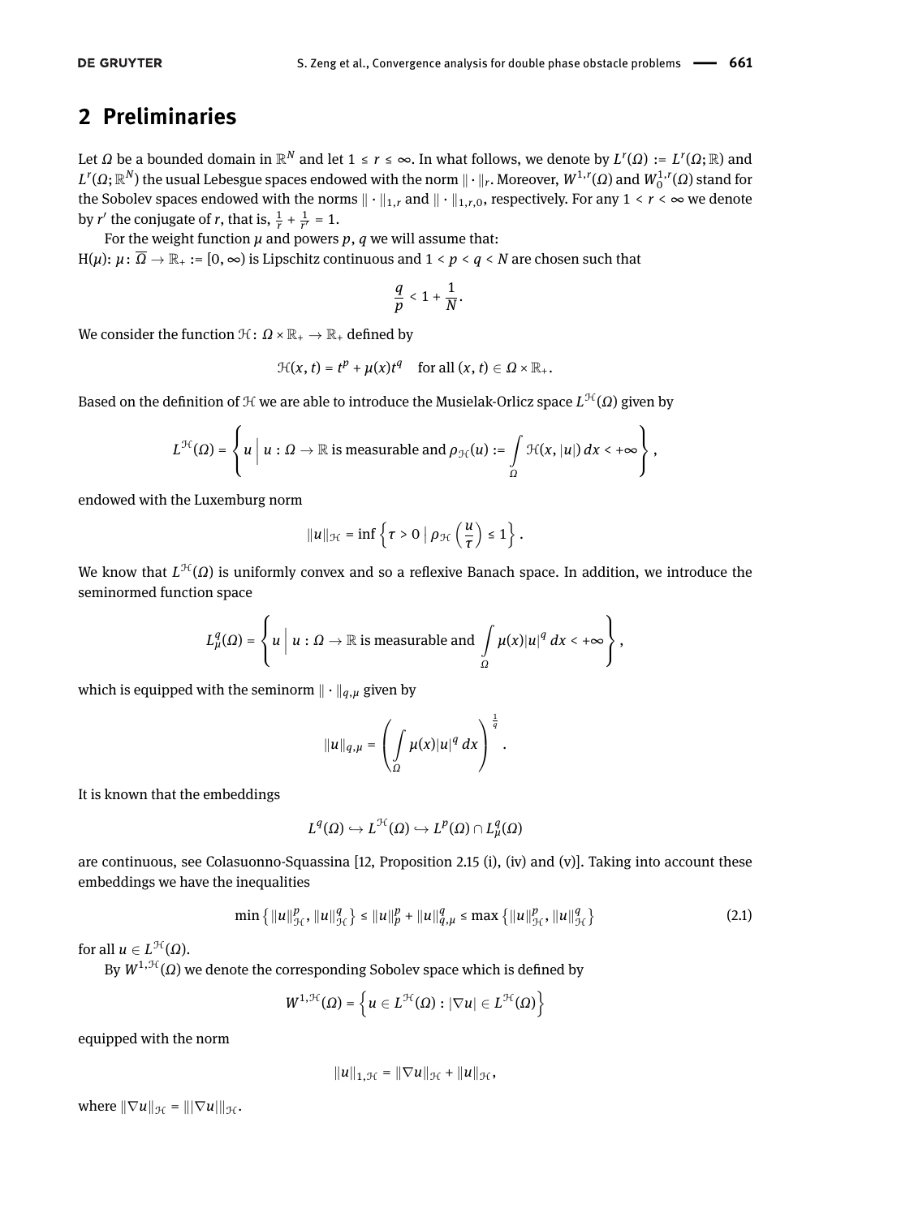## 2 Preliminaries

Let $\Omega$ be a bounded domain in $\mathbb{R}^N$ and let $1 \leq r \leq \infty$. In what follows, we denote by $L^r(\Omega) := L^r(\Omega; \mathbb{R})$ and $L^r(\Omega; \mathbb{R}^N)$ the usual Lebesgue spaces endowed with the norm $\|\cdot\|_r$. Moreover, $W^{1,r}(\Omega)$ and $W_0^{1,r}(\Omega)$ stand for the Sobolev spaces endowed with the norms $\|\cdot\|_{1,r}$ and $\|\cdot\|_{1,r,0}$, respectively. For any $1 < r < \infty$ we denote by $r'$ the conjugate of $r$, that is, $\frac{1}{r} + \frac{1}{r'} = 1$.

For the weight function $\mu$ and powers $p, q$ we will assume that:
H($\mu$): $\mu \colon \overline{\Omega} \to \mathbb{R}_+ := [0, \infty)$ is Lipschitz continuous and $1 < p < q < N$ are chosen such that

$$\frac{q}{p} < 1 + \frac{1}{N}.$$

We consider the function $\mathcal{H} \colon \Omega \times \mathbb{R}_+ \to \mathbb{R}_+$ defined by

$$\mathcal{H}(x, t) = t^p + \mu(x) t^q \quad \text{for all } (x, t) \in \Omega \times \mathbb{R}_+.$$

Based on the definition of $\mathcal{H}$ we are able to introduce the Musielak-Orlicz space $L^{\mathcal{H}}(\Omega)$ given by

$$L^{\mathcal{H}}(\Omega) = \left\{ u \;\middle|\; u : \Omega \to \mathbb{R} \text{ is measurable and } \rho_{\mathcal{H}}(u) := \int_\Omega \mathcal{H}(x, |u|)\, dx < +\infty \right\},$$

endowed with the Luxemburg norm

$$\|u\|_{\mathcal{H}} = \inf \left\{ \tau > 0 \;\middle|\; \rho_{\mathcal{H}}\left(\frac{u}{\tau}\right) \leq 1 \right\}.$$

We know that $L^{\mathcal{H}}(\Omega)$ is uniformly convex and so a reflexive Banach space. In addition, we introduce the seminormed function space

$$L^q_\mu(\Omega) = \left\{ u \;\middle|\; u : \Omega \to \mathbb{R} \text{ is measurable and } \int_\Omega \mu(x)|u|^q\, dx < +\infty \right\},$$

which is equipped with the seminorm $\|\cdot\|_{q,\mu}$ given by

$$\|u\|_{q,\mu} = \left( \int_\Omega \mu(x)|u|^q\, dx \right)^{\frac{1}{q}}.$$

It is known that the embeddings

$$L^q(\Omega) \hookrightarrow L^{\mathcal{H}}(\Omega) \hookrightarrow L^p(\Omega) \cap L^q_\mu(\Omega)$$

are continuous, see Colasuonno-Squassina [12, Proposition 2.15 (i), (iv) and (v)]. Taking into account these embeddings we have the inequalities

$$\min\left\{ \|u\|_{\mathcal{H}}^p, \|u\|_{\mathcal{H}}^q \right\} \leq \|u\|_p^p + \|u\|_{q,\mu}^q \leq \max\left\{ \|u\|_{\mathcal{H}}^p, \|u\|_{\mathcal{H}}^q \right\} \tag{2.1}$$

for all $u \in L^{\mathcal{H}}(\Omega)$.

By $W^{1,\mathcal{H}}(\Omega)$ we denote the corresponding Sobolev space which is defined by

$$W^{1,\mathcal{H}}(\Omega) = \left\{ u \in L^{\mathcal{H}}(\Omega) : |\nabla u| \in L^{\mathcal{H}}(\Omega) \right\}$$

equipped with the norm

$$\|u\|_{1,\mathcal{H}} = \|\nabla u\|_{\mathcal{H}} + \|u\|_{\mathcal{H}},$$

where $\|\nabla u\|_{\mathcal{H}} = \||\nabla u|\|_{\mathcal{H}}$.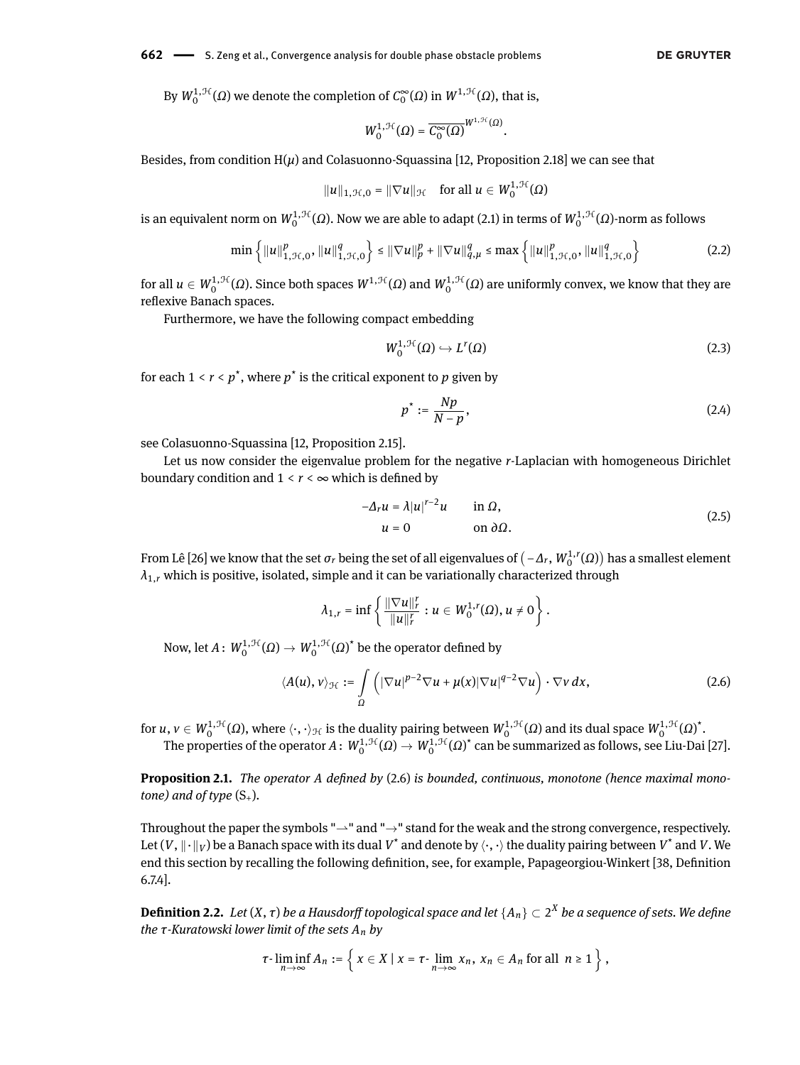By $W_0^{1,\mathcal{H}}(\Omega)$ we denote the completion of $C_0^\infty(\Omega)$ in $W^{1,\mathcal{H}}(\Omega)$, that is,

$$W_0^{1,\mathcal{H}}(\Omega) = \overline{C_0^\infty(\Omega)}^{W^{1,\mathcal{H}}(\Omega)}.$$

Besides, from condition H($\mu$) and Colasuonno-Squassina [12, Proposition 2.18] we can see that

$$\|u\|_{1,\mathcal{H},0} = \|\nabla u\|_{\mathcal{H}} \quad \text{for all } u \in W_0^{1,\mathcal{H}}(\Omega)$$

is an equivalent norm on $W_0^{1,\mathcal{H}}(\Omega)$. Now we are able to adapt (2.1) in terms of $W_0^{1,\mathcal{H}}(\Omega)$-norm as follows

$$\min\left\{\|u\|_{1,\mathcal{H},0}^p, \|u\|_{1,\mathcal{H},0}^q\right\} \le \|\nabla u\|_p^p + \|\nabla u\|_{q,\mu}^q \le \max\left\{\|u\|_{1,\mathcal{H},0}^p, \|u\|_{1,\mathcal{H},0}^q\right\} \tag{2.2}$$

for all $u \in W_0^{1,\mathcal{H}}(\Omega)$. Since both spaces $W^{1,\mathcal{H}}(\Omega)$ and $W_0^{1,\mathcal{H}}(\Omega)$ are uniformly convex, we know that they are reflexive Banach spaces.

Furthermore, we have the following compact embedding

$$W_0^{1,\mathcal{H}}(\Omega) \hookrightarrow L^r(\Omega) \tag{2.3}$$

for each $1 < r < p^*$, where $p^*$ is the critical exponent to $p$ given by

$$p^* := \frac{Np}{N-p}, \tag{2.4}$$

see Colasuonno-Squassina [12, Proposition 2.15].

Let us now consider the eigenvalue problem for the negative $r$-Laplacian with homogeneous Dirichlet boundary condition and $1 < r < \infty$ which is defined by

$$\begin{aligned} -\Delta_r u &= \lambda |u|^{r-2}u \qquad \text{in } \Omega,\\ u &= 0 \qquad\qquad\quad\; \text{on } \partial\Omega. \end{aligned} \tag{2.5}$$

From Lê [26] we know that the set $\sigma_r$ being the set of all eigenvalues of $\left(-\Delta_r, W_0^{1,r}(\Omega)\right)$ has a smallest element $\lambda_{1,r}$ which is positive, isolated, simple and it can be variationally characterized through

$$\lambda_{1,r} = \inf\left\{\frac{\|\nabla u\|_r^r}{\|u\|_r^r} : u \in W_0^{1,r}(\Omega), u \ne 0\right\}.$$

Now, let $A\colon W_0^{1,\mathcal{H}}(\Omega) \to W_0^{1,\mathcal{H}}(\Omega)^*$ be the operator defined by

$$\langle A(u), v\rangle_{\mathcal{H}} := \int_\Omega \left(|\nabla u|^{p-2}\nabla u + \mu(x)|\nabla u|^{q-2}\nabla u\right)\cdot \nabla v\, dx, \tag{2.6}$$

for $u, v \in W_0^{1,\mathcal{H}}(\Omega)$, where $\langle\cdot,\cdot\rangle_{\mathcal{H}}$ is the duality pairing between $W_0^{1,\mathcal{H}}(\Omega)$ and its dual space $W_0^{1,\mathcal{H}}(\Omega)^*$.

The properties of the operator $A\colon W_0^{1,\mathcal{H}}(\Omega) \to W_0^{1,\mathcal{H}}(\Omega)^*$ can be summarized as follows, see Liu-Dai [27].

**Proposition 2.1.** *The operator A defined by* (2.6) *is bounded, continuous, monotone (hence maximal monotone) and of type* $(\mathrm{S}_+)$.

Throughout the paper the symbols "$\rightharpoonup$" and "$\to$" stand for the weak and the strong convergence, respectively. Let $(V, \|\cdot\|_V)$ be a Banach space with its dual $V^*$ and denote by $\langle\cdot,\cdot\rangle$ the duality pairing between $V^*$ and $V$. We end this section by recalling the following definition, see, for example, Papageorgiou-Winkert [38, Definition 6.7.4].

**Definition 2.2.** *Let $(X, \tau)$ be a Hausdorff topological space and let $\{A_n\} \subset 2^X$ be a sequence of sets. We define the $\tau$-Kuratowski lower limit of the sets $A_n$ by*

$$\tau\text{-}\liminf_{n\to\infty} A_n := \left\{ x \in X \mid x = \tau\text{-}\lim_{n\to\infty} x_n,\ x_n \in A_n \text{ for all } n \ge 1\right\},$$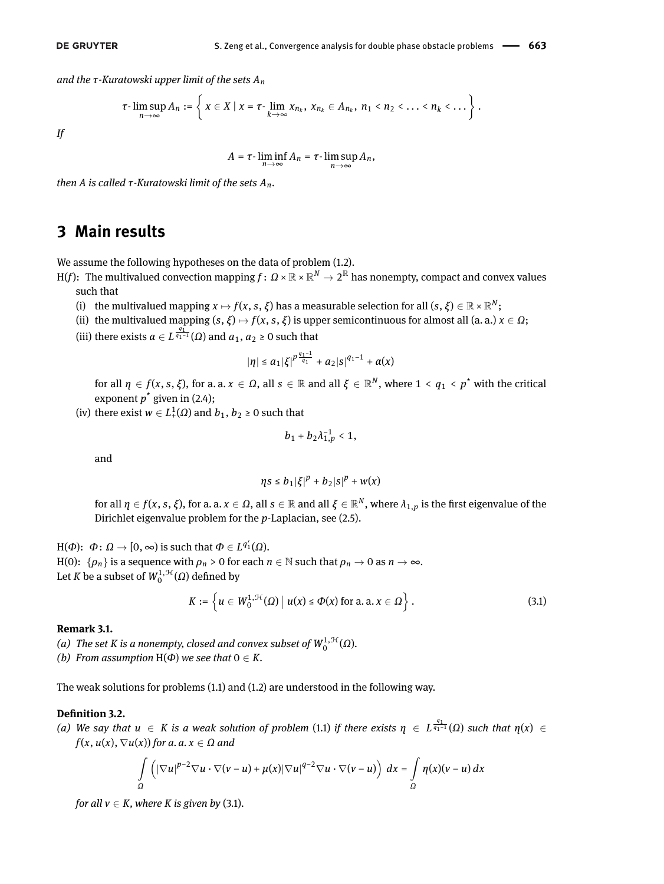*and the $\tau$-Kuratowski upper limit of the sets $A_n$*

$$\tau\text{-}\limsup_{n\to\infty} A_n := \left\{ x \in X \mid x = \tau\text{-}\lim_{k\to\infty} x_{n_k},\ x_{n_k} \in A_{n_k},\ n_1 < n_2 < \ldots < n_k < \ldots \right\}.$$

*If*

$$A = \tau\text{-}\liminf_{n\to\infty} A_n = \tau\text{-}\limsup_{n\to\infty} A_n,$$

*then $A$ is called $\tau$-Kuratowski limit of the sets $A_n$.*

## 3 Main results

We assume the following hypotheses on the data of problem (1.2).

H($f$): The multivalued convection mapping $f\colon \Omega \times \mathbb{R} \times \mathbb{R}^N \to 2^{\mathbb{R}}$ has nonempty, compact and convex values such that

(i) the multivalued mapping $x \mapsto f(x, s, \xi)$ has a measurable selection for all $(s, \xi) \in \mathbb{R} \times \mathbb{R}^N$;

(ii) the multivalued mapping $(s, \xi) \mapsto f(x, s, \xi)$ is upper semicontinuous for almost all (a. a.) $x \in \Omega$;

(iii) there exists $\alpha \in L^{\frac{q_1}{q_1-1}}(\Omega)$ and $a_1, a_2 \ge 0$ such that

$$|\eta| \le a_1 |\xi|^{p\frac{q_1-1}{q_1}} + a_2 |s|^{q_1-1} + \alpha(x)$$

for all $\eta \in f(x, s, \xi)$, for a. a. $x \in \Omega$, all $s \in \mathbb{R}$ and all $\xi \in \mathbb{R}^N$, where $1 < q_1 < p^*$ with the critical exponent $p^*$ given in (2.4);

(iv) there exist $w \in L^1_+(\Omega)$ and $b_1, b_2 \ge 0$ such that

$$b_1 + b_2 \lambda_{1,p}^{-1} < 1,$$

and

$$\eta s \le b_1 |\xi|^p + b_2 |s|^p + w(x)$$

for all $\eta \in f(x, s, \xi)$, for a. a. $x \in \Omega$, all $s \in \mathbb{R}$ and all $\xi \in \mathbb{R}^N$, where $\lambda_{1,p}$ is the first eigenvalue of the Dirichlet eigenvalue problem for the $p$-Laplacian, see (2.5).

H($\Phi$): $\Phi\colon \Omega \to [0, \infty)$ is such that $\Phi \in L^{q_1'}(\Omega)$.

H(0): $\{\rho_n\}$ is a sequence with $\rho_n > 0$ for each $n \in \mathbb{N}$ such that $\rho_n \to 0$ as $n \to \infty$.

Let $K$ be a subset of $W_0^{1,\mathcal{H}}(\Omega)$ defined by

$$K := \left\{ u \in W_0^{1,\mathcal{H}}(\Omega) \;\middle|\; u(x) \le \Phi(x) \text{ for a. a. } x \in \Omega \right\}. \tag{3.1}$$

**Remark 3.1.**

*(a) The set $K$ is a nonempty, closed and convex subset of $W_0^{1,\mathcal{H}}(\Omega)$.*

*(b) From assumption H($\Phi$) we see that $0 \in K$.*

The weak solutions for problems (1.1) and (1.2) are understood in the following way.

**Definition 3.2.**

*(a) We say that $u \in K$ is a weak solution of problem (1.1) if there exists $\eta \in L^{\frac{q_1}{q_1-1}}(\Omega)$ such that $\eta(x) \in f(x, u(x), \nabla u(x))$ for a. a. $x \in \Omega$ and*

$$\int_\Omega \left( |\nabla u|^{p-2} \nabla u \cdot \nabla(v - u) + \mu(x) |\nabla u|^{q-2} \nabla u \cdot \nabla(v - u) \right) dx = \int_\Omega \eta(x)(v - u)\, dx$$

*for all $v \in K$, where $K$ is given by (3.1).*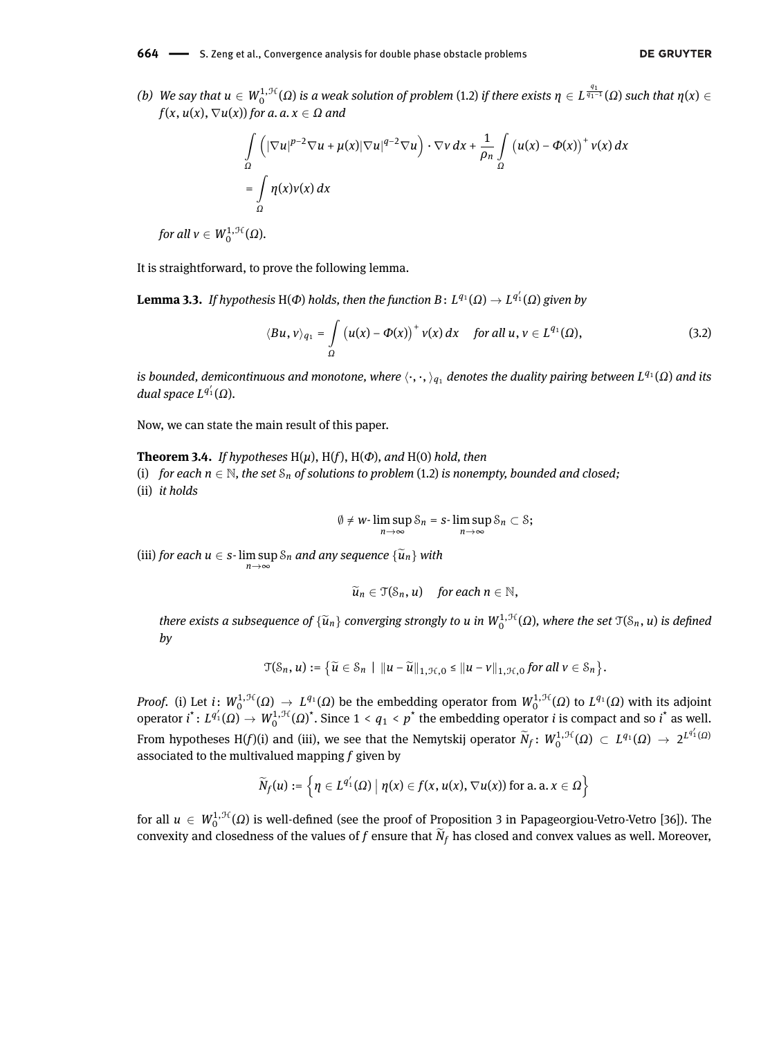(b) *We say that $u \in W_0^{1,\mathcal{H}}(\Omega)$ is a weak solution of problem* (1.2) *if there exists $\eta \in L^{\frac{q_1}{q_1-1}}(\Omega)$ such that $\eta(x) \in f(x, u(x), \nabla u(x))$ for a. a. $x \in \Omega$ and*

$$\int_\Omega \left(|\nabla u|^{p-2}\nabla u + \mu(x)|\nabla u|^{q-2}\nabla u\right) \cdot \nabla v \, dx + \frac{1}{\rho_n}\int_\Omega \left(u(x) - \Phi(x)\right)^+ v(x)\, dx$$

$$= \int_\Omega \eta(x) v(x)\, dx$$

*for all $v \in W_0^{1,\mathcal{H}}(\Omega)$.*

It is straightforward, to prove the following lemma.

**Lemma 3.3.** *If hypothesis* H($\Phi$) *holds, then the function $B\colon L^{q_1}(\Omega) \to L^{q_1'}(\Omega)$ given by*

$$\langle Bu, v\rangle_{q_1} = \int_\Omega \left(u(x) - \Phi(x)\right)^+ v(x)\, dx \quad \text{for all } u, v \in L^{q_1}(\Omega), \tag{3.2}$$

*is bounded, demicontinuous and monotone, where $\langle \cdot, \cdot, \rangle_{q_1}$ denotes the duality pairing between $L^{q_1}(\Omega)$ and its dual space $L^{q_1'}(\Omega)$.*

Now, we can state the main result of this paper.

**Theorem 3.4.** *If hypotheses* H($\mu$), H($f$), H($\Phi$), *and* H(0) *hold, then*
(i) *for each $n \in \mathbb{N}$, the set $\mathcal{S}_n$ of solutions to problem* (1.2) *is nonempty, bounded and closed;*
(ii) *it holds*

$$\emptyset \neq w\text{-}\limsup_{n\to\infty} \mathcal{S}_n = s\text{-}\limsup_{n\to\infty} \mathcal{S}_n \subset \mathcal{S};$$

(iii) *for each $u \in s\text{-}\limsup\limits_{n\to\infty} \mathcal{S}_n$ and any sequence $\{\widetilde{u}_n\}$ with*

$$\widetilde{u}_n \in \mathcal{T}(\mathcal{S}_n, u) \quad \text{for each } n \in \mathbb{N},$$

*there exists a subsequence of $\{\widetilde{u}_n\}$ converging strongly to $u$ in $W_0^{1,\mathcal{H}}(\Omega)$, where the set $\mathcal{T}(\mathcal{S}_n, u)$ is defined by*

$$\mathcal{T}(\mathcal{S}_n, u) := \left\{\widetilde{u} \in \mathcal{S}_n \mid \|u - \widetilde{u}\|_{1,\mathcal{H},0} \leq \|u - v\|_{1,\mathcal{H},0} \text{ for all } v \in \mathcal{S}_n\right\}.$$

*Proof.* (i) Let $i\colon W_0^{1,\mathcal{H}}(\Omega) \to L^{q_1}(\Omega)$ be the embedding operator from $W_0^{1,\mathcal{H}}(\Omega)$ to $L^{q_1}(\Omega)$ with its adjoint operator $i^*\colon L^{q_1'}(\Omega) \to W_0^{1,\mathcal{H}}(\Omega)^*$. Since $1 < q_1 < p^*$ the embedding operator $i$ is compact and so $i^*$ as well. From hypotheses H($f$)(i) and (iii), we see that the Nemytskij operator $\widetilde{N}_f\colon W_0^{1,\mathcal{H}}(\Omega) \subset L^{q_1}(\Omega) \to 2^{L^{q_1'}(\Omega)}$ associated to the multivalued mapping $f$ given by

$$\widetilde{N}_f(u) := \left\{\eta \in L^{q_1'}(\Omega) \mid \eta(x) \in f(x, u(x), \nabla u(x)) \text{ for a. a. } x \in \Omega\right\}$$

for all $u \in W_0^{1,\mathcal{H}}(\Omega)$ is well-defined (see the proof of Proposition 3 in Papageorgiou-Vetro-Vetro [36]). The convexity and closedness of the values of $f$ ensure that $\widetilde{N}_f$ has closed and convex values as well. Moreover,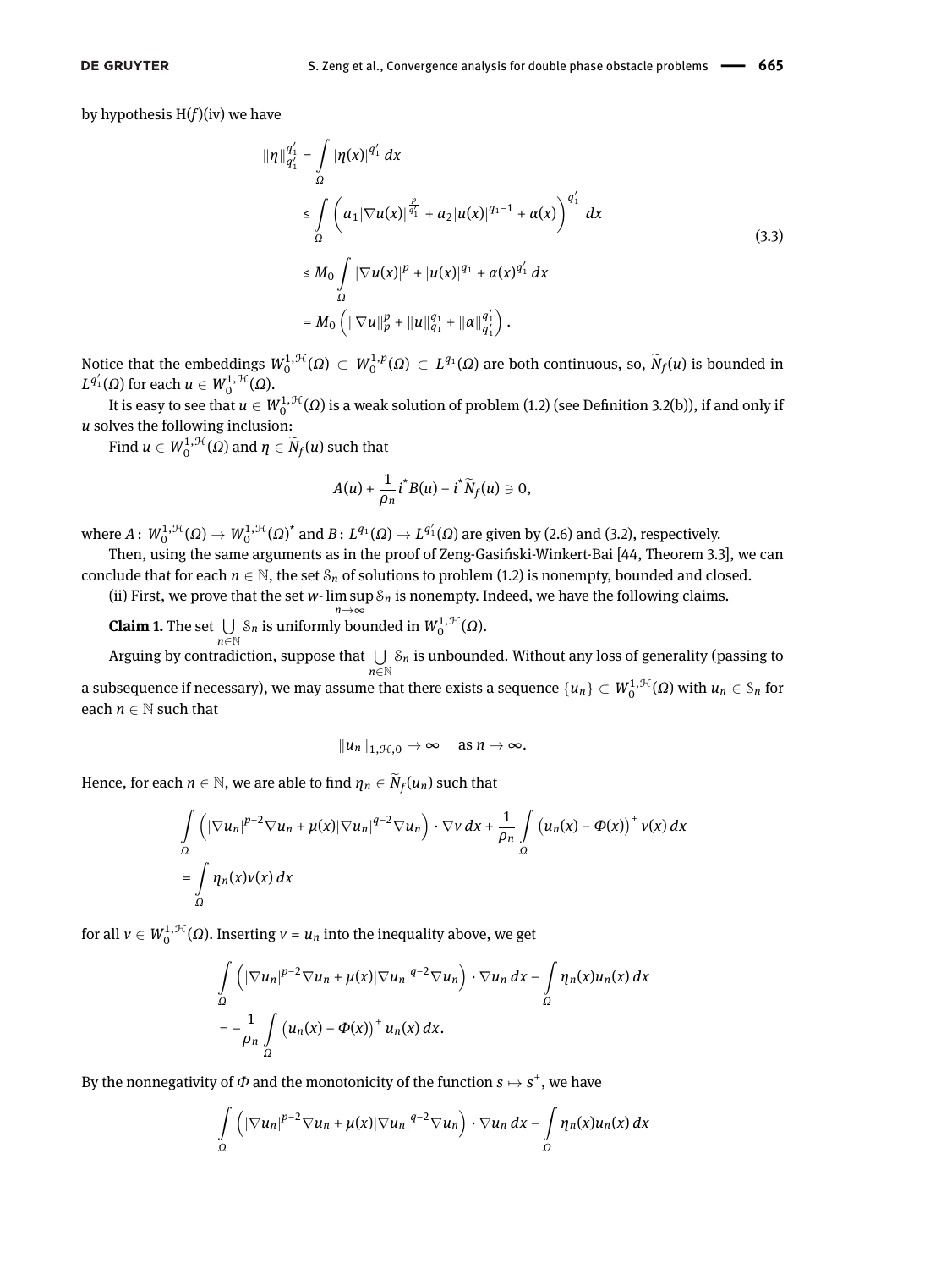by hypothesis H($f$)(iv) we have

$$
\begin{aligned}
\|\eta\|_{q_1'}^{q_1'} &= \int_\Omega |\eta(x)|^{q_1'}\, dx \\
&\le \int_\Omega \left( a_1 |\nabla u(x)|^{\frac{p}{q_1'}} + a_2 |u(x)|^{q_1 - 1} + \alpha(x) \right)^{q_1'} dx \\
&\le M_0 \int_\Omega |\nabla u(x)|^p + |u(x)|^{q_1} + \alpha(x)^{q_1'}\, dx \\
&= M_0 \left( \|\nabla u\|_p^p + \|u\|_{q_1}^{q_1} + \|\alpha\|_{q_1'}^{q_1'} \right).
\end{aligned}
\tag{3.3}
$$

Notice that the embeddings $W_0^{1,\mathcal{H}}(\Omega) \subset W_0^{1,p}(\Omega) \subset L^{q_1}(\Omega)$ are both continuous, so, $\widetilde{N}_f(u)$ is bounded in $L^{q_1'}(\Omega)$ for each $u \in W_0^{1,\mathcal{H}}(\Omega)$.

It is easy to see that $u \in W_0^{1,\mathcal{H}}(\Omega)$ is a weak solution of problem (1.2) (see Definition 3.2(b)), if and only if $u$ solves the following inclusion:

Find $u \in W_0^{1,\mathcal{H}}(\Omega)$ and $\eta \in \widetilde{N}_f(u)$ such that

$$
A(u) + \frac{1}{\rho_n} i^* B(u) - i^* \widetilde{N}_f(u) \ni 0,
$$

where $A\colon W_0^{1,\mathcal{H}}(\Omega) \to W_0^{1,\mathcal{H}}(\Omega)^*$ and $B\colon L^{q_1}(\Omega) \to L^{q_1'}(\Omega)$ are given by (2.6) and (3.2), respectively.

Then, using the same arguments as in the proof of Zeng-Gasiński-Winkert-Bai [44, Theorem 3.3], we can conclude that for each $n \in \mathbb{N}$, the set $\mathcal{S}_n$ of solutions to problem (1.2) is nonempty, bounded and closed.

(ii) First, we prove that the set $w\text{-}\limsup_{n\to\infty} \mathcal{S}_n$ is nonempty. Indeed, we have the following claims.

**Claim 1.** The set $\bigcup_{n\in\mathbb{N}} \mathcal{S}_n$ is uniformly bounded in $W_0^{1,\mathcal{H}}(\Omega)$.

Arguing by contradiction, suppose that $\bigcup_{n\in\mathbb{N}} \mathcal{S}_n$ is unbounded. Without any loss of generality (passing to a subsequence if necessary), we may assume that there exists a sequence $\{u_n\} \subset W_0^{1,\mathcal{H}}(\Omega)$ with $u_n \in \mathcal{S}_n$ for each $n \in \mathbb{N}$ such that

$$
\|u_n\|_{1,\mathcal{H},0} \to \infty \quad \text{as } n \to \infty.
$$

Hence, for each $n \in \mathbb{N}$, we are able to find $\eta_n \in \widetilde{N}_f(u_n)$ such that

$$
\begin{aligned}
&\int_\Omega \left( |\nabla u_n|^{p-2} \nabla u_n + \mu(x) |\nabla u_n|^{q-2} \nabla u_n \right) \cdot \nabla v\, dx + \frac{1}{\rho_n} \int_\Omega \left( u_n(x) - \Phi(x) \right)^+ v(x)\, dx \\
&= \int_\Omega \eta_n(x) v(x)\, dx
\end{aligned}
$$

for all $v \in W_0^{1,\mathcal{H}}(\Omega)$. Inserting $v = u_n$ into the inequality above, we get

$$
\begin{aligned}
&\int_\Omega \left( |\nabla u_n|^{p-2} \nabla u_n + \mu(x) |\nabla u_n|^{q-2} \nabla u_n \right) \cdot \nabla u_n\, dx - \int_\Omega \eta_n(x) u_n(x)\, dx \\
&= -\frac{1}{\rho_n} \int_\Omega \left( u_n(x) - \Phi(x) \right)^+ u_n(x)\, dx.
\end{aligned}
$$

By the nonnegativity of $\Phi$ and the monotonicity of the function $s \mapsto s^+$, we have

$$
\int_\Omega \left( |\nabla u_n|^{p-2} \nabla u_n + \mu(x) |\nabla u_n|^{q-2} \nabla u_n \right) \cdot \nabla u_n\, dx - \int_\Omega \eta_n(x) u_n(x)\, dx
$$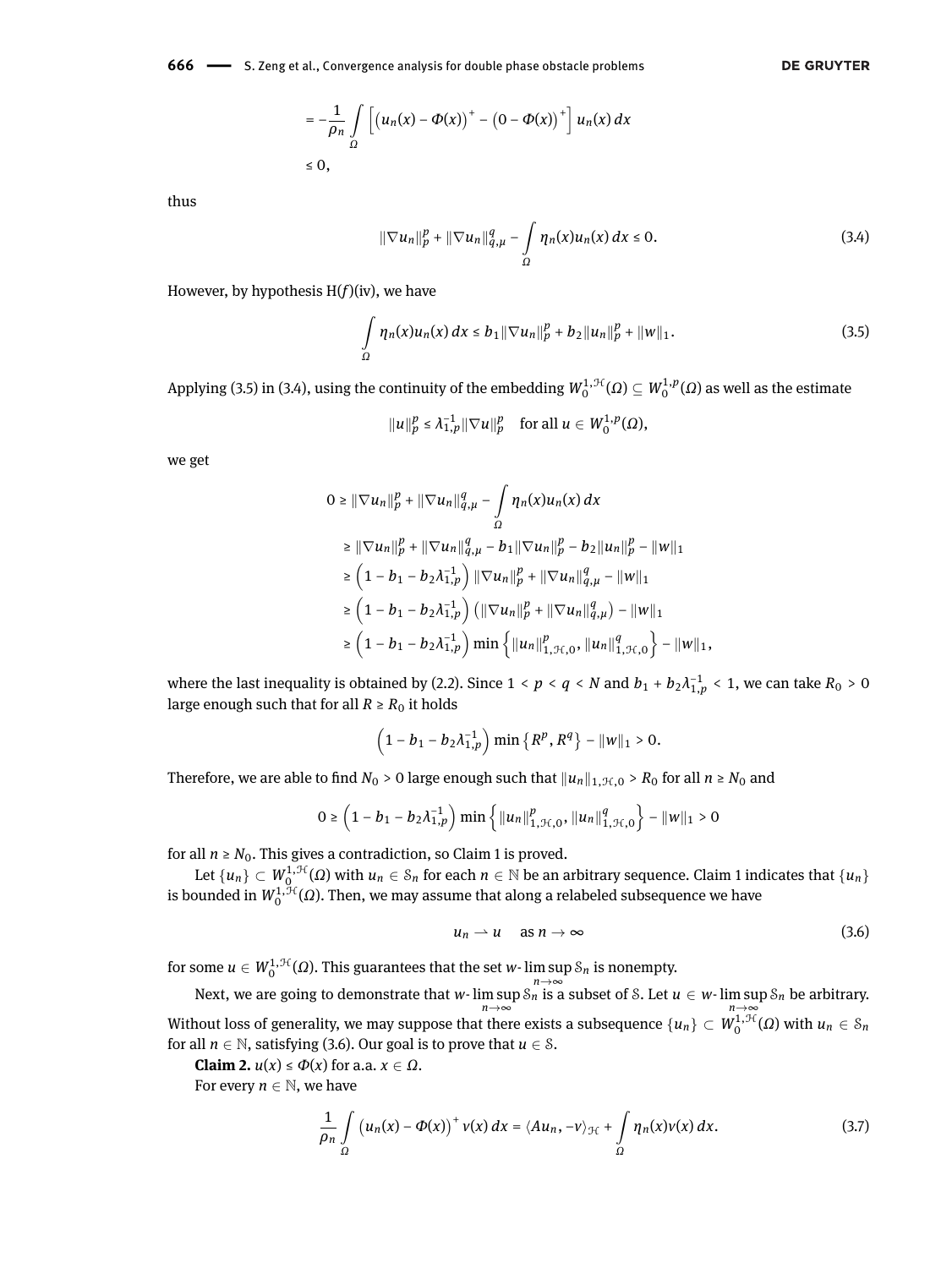$$= -\frac{1}{\rho_n} \int_\Omega \left[ \left(u_n(x) - \Phi(x)\right)^+ - \left(0 - \Phi(x)\right)^+ \right] u_n(x)\, dx$$

$$\leq 0,$$

thus

$$\|\nabla u_n\|_p^p + \|\nabla u_n\|_{q,\mu}^q - \int_\Omega \eta_n(x) u_n(x)\, dx \leq 0. \tag{3.4}$$

However, by hypothesis H($f$)(iv), we have

$$\int_\Omega \eta_n(x) u_n(x)\, dx \leq b_1 \|\nabla u_n\|_p^p + b_2 \|u_n\|_p^p + \|w\|_1. \tag{3.5}$$

Applying (3.5) in (3.4), using the continuity of the embedding $W_0^{1,\mathcal{H}}(\Omega) \subseteq W_0^{1,p}(\Omega)$ as well as the estimate

$$\|u\|_p^p \leq \lambda_{1,p}^{-1} \|\nabla u\|_p^p \quad \text{for all } u \in W_0^{1,p}(\Omega),$$

we get

$$\begin{aligned}
0 &\geq \|\nabla u_n\|_p^p + \|\nabla u_n\|_{q,\mu}^q - \int_\Omega \eta_n(x) u_n(x)\, dx \\
&\geq \|\nabla u_n\|_p^p + \|\nabla u_n\|_{q,\mu}^q - b_1 \|\nabla u_n\|_p^p - b_2 \|u_n\|_p^p - \|w\|_1 \\
&\geq \left(1 - b_1 - b_2 \lambda_{1,p}^{-1}\right) \|\nabla u_n\|_p^p + \|\nabla u_n\|_{q,\mu}^q - \|w\|_1 \\
&\geq \left(1 - b_1 - b_2 \lambda_{1,p}^{-1}\right) \left(\|\nabla u_n\|_p^p + \|\nabla u_n\|_{q,\mu}^q\right) - \|w\|_1 \\
&\geq \left(1 - b_1 - b_2 \lambda_{1,p}^{-1}\right) \min\left\{\|u_n\|_{1,\mathcal{H},0}^p, \|u_n\|_{1,\mathcal{H},0}^q\right\} - \|w\|_1,
\end{aligned}$$

where the last inequality is obtained by (2.2). Since $1 < p < q < N$ and $b_1 + b_2 \lambda_{1,p}^{-1} < 1$, we can take $R_0 > 0$ large enough such that for all $R \geq R_0$ it holds

$$\left(1 - b_1 - b_2 \lambda_{1,p}^{-1}\right) \min\left\{R^p, R^q\right\} - \|w\|_1 > 0.$$

Therefore, we are able to find $N_0 > 0$ large enough such that $\|u_n\|_{1,\mathcal{H},0} > R_0$ for all $n \geq N_0$ and

$$0 \geq \left(1 - b_1 - b_2 \lambda_{1,p}^{-1}\right) \min\left\{\|u_n\|_{1,\mathcal{H},0}^p, \|u_n\|_{1,\mathcal{H},0}^q\right\} - \|w\|_1 > 0$$

for all $n \geq N_0$. This gives a contradiction, so Claim 1 is proved.

Let $\{u_n\} \subset W_0^{1,\mathcal{H}}(\Omega)$ with $u_n \in \mathcal{S}_n$ for each $n \in \mathbb{N}$ be an arbitrary sequence. Claim 1 indicates that $\{u_n\}$ is bounded in $W_0^{1,\mathcal{H}}(\Omega)$. Then, we may assume that along a relabeled subsequence we have

$$u_n \rightharpoonup u \quad \text{as } n \to \infty \tag{3.6}$$

for some $u \in W_0^{1,\mathcal{H}}(\Omega)$. This guarantees that the set $w\text{-}\limsup_{n\to\infty} \mathcal{S}_n$ is nonempty.

Next, we are going to demonstrate that $w\text{-}\limsup_{n\to\infty} \mathcal{S}_n$ is a subset of $\mathcal{S}$. Let $u \in w\text{-}\limsup_{n\to\infty} \mathcal{S}_n$ be arbitrary. Without loss of generality, we may suppose that there exists a subsequence $\{u_n\} \subset W_0^{1,\mathcal{H}}(\Omega)$ with $u_n \in \mathcal{S}_n$ for all $n \in \mathbb{N}$, satisfying (3.6). Our goal is to prove that $u \in \mathcal{S}$.

**Claim 2.** $u(x) \leq \Phi(x)$ for a.a. $x \in \Omega$.

For every $n \in \mathbb{N}$, we have

$$\frac{1}{\rho_n} \int_\Omega \left(u_n(x) - \Phi(x)\right)^+ v(x)\, dx = \langle A u_n, -v \rangle_{\mathcal{H}} + \int_\Omega \eta_n(x) v(x)\, dx. \tag{3.7}$$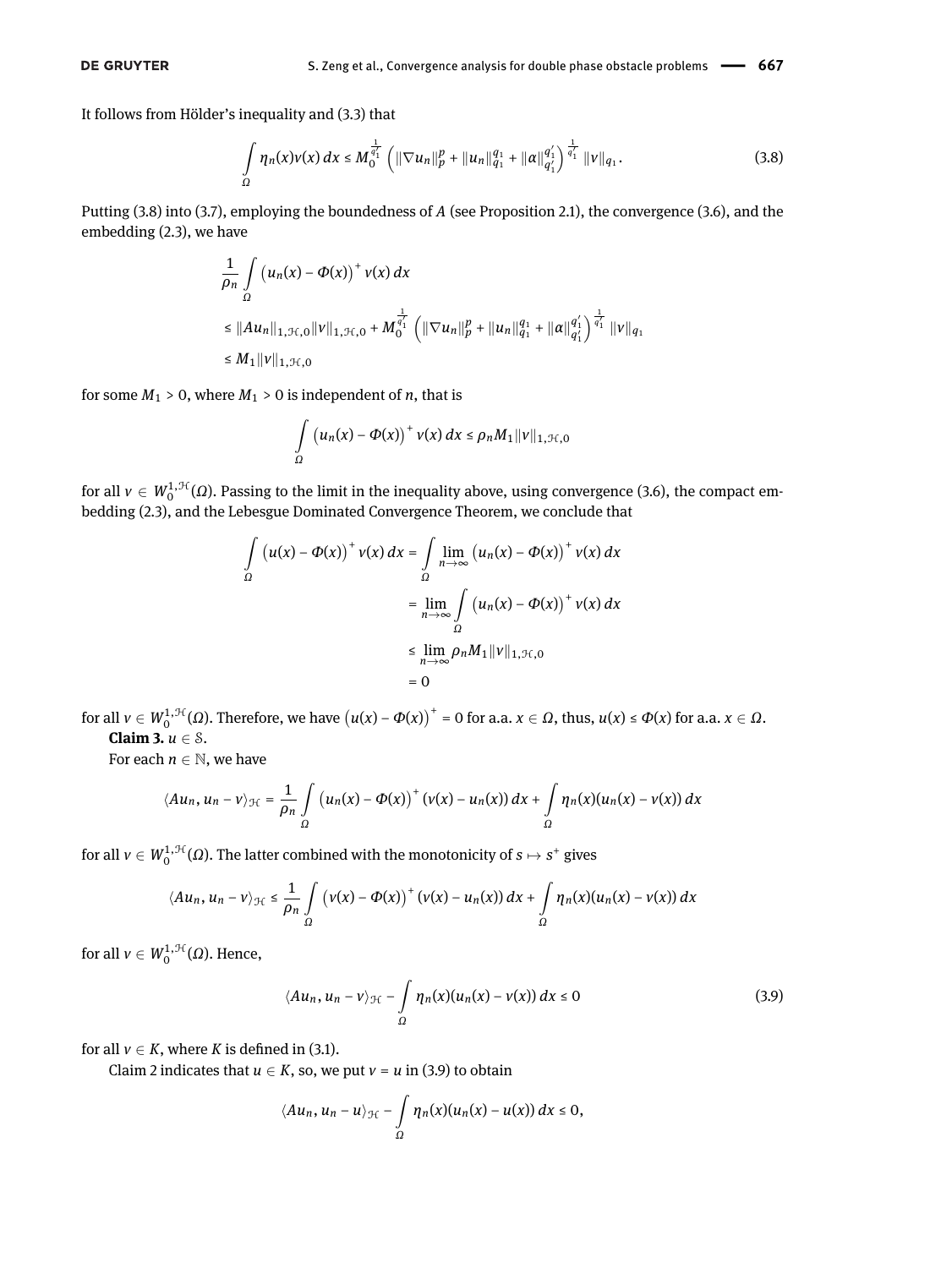It follows from Hölder's inequality and (3.3) that

$$\int_\Omega \eta_n(x)v(x)\,dx \le M_0^{\frac{1}{q_1'}} \left(\|\nabla u_n\|_p^p + \|u_n\|_{q_1}^{q_1} + \|\alpha\|_{q_1'}^{q_1'}\right)^{\frac{1}{q_1'}} \|v\|_{q_1}. \tag{3.8}$$

Putting (3.8) into (3.7), employing the boundedness of $A$ (see Proposition 2.1), the convergence (3.6), and the embedding (2.3), we have

$$\begin{aligned}
&\frac{1}{\rho_n}\int_\Omega \left(u_n(x) - \Phi(x)\right)^+ v(x)\,dx \\
&\le \|Au_n\|_{1,\mathcal{H},0}\|v\|_{1,\mathcal{H},0} + M_0^{\frac{1}{q_1'}} \left(\|\nabla u_n\|_p^p + \|u_n\|_{q_1}^{q_1} + \|\alpha\|_{q_1'}^{q_1'}\right)^{\frac{1}{q_1'}} \|v\|_{q_1} \\
&\le M_1\|v\|_{1,\mathcal{H},0}
\end{aligned}$$

for some $M_1 > 0$, where $M_1 > 0$ is independent of $n$, that is

$$\int_\Omega \left(u_n(x) - \Phi(x)\right)^+ v(x)\,dx \le \rho_n M_1 \|v\|_{1,\mathcal{H},0}$$

for all $v \in W_0^{1,\mathcal{H}}(\Omega)$. Passing to the limit in the inequality above, using convergence (3.6), the compact embedding (2.3), and the Lebesgue Dominated Convergence Theorem, we conclude that

$$\begin{aligned}
\int_\Omega \left(u(x) - \Phi(x)\right)^+ v(x)\,dx &= \int_\Omega \lim_{n\to\infty} \left(u_n(x) - \Phi(x)\right)^+ v(x)\,dx \\
&= \lim_{n\to\infty} \int_\Omega \left(u_n(x) - \Phi(x)\right)^+ v(x)\,dx \\
&\le \lim_{n\to\infty} \rho_n M_1 \|v\|_{1,\mathcal{H},0} \\
&= 0
\end{aligned}$$

for all $v \in W_0^{1,\mathcal{H}}(\Omega)$. Therefore, we have $\left(u(x) - \Phi(x)\right)^+ = 0$ for a.a. $x \in \Omega$, thus, $u(x) \le \Phi(x)$ for a.a. $x \in \Omega$.

**Claim 3.** $u \in \mathcal{S}$.

For each $n \in \mathbb{N}$, we have

$$\langle Au_n, u_n - v\rangle_{\mathcal{H}} = \frac{1}{\rho_n}\int_\Omega \left(u_n(x) - \Phi(x)\right)^+ (v(x) - u_n(x))\,dx + \int_\Omega \eta_n(x)(u_n(x) - v(x))\,dx$$

for all $v \in W_0^{1,\mathcal{H}}(\Omega)$. The latter combined with the monotonicity of $s \mapsto s^+$ gives

$$\langle Au_n, u_n - v\rangle_{\mathcal{H}} \le \frac{1}{\rho_n}\int_\Omega \left(v(x) - \Phi(x)\right)^+ (v(x) - u_n(x))\,dx + \int_\Omega \eta_n(x)(u_n(x) - v(x))\,dx$$

for all $v \in W_0^{1,\mathcal{H}}(\Omega)$. Hence,

$$\langle Au_n, u_n - v\rangle_{\mathcal{H}} - \int_\Omega \eta_n(x)(u_n(x) - v(x))\,dx \le 0 \tag{3.9}$$

for all $v \in K$, where $K$ is defined in (3.1).

Claim 2 indicates that $u \in K$, so, we put $v = u$ in (3.9) to obtain

$$\langle Au_n, u_n - u\rangle_{\mathcal{H}} - \int_\Omega \eta_n(x)(u_n(x) - u(x))\,dx \le 0,$$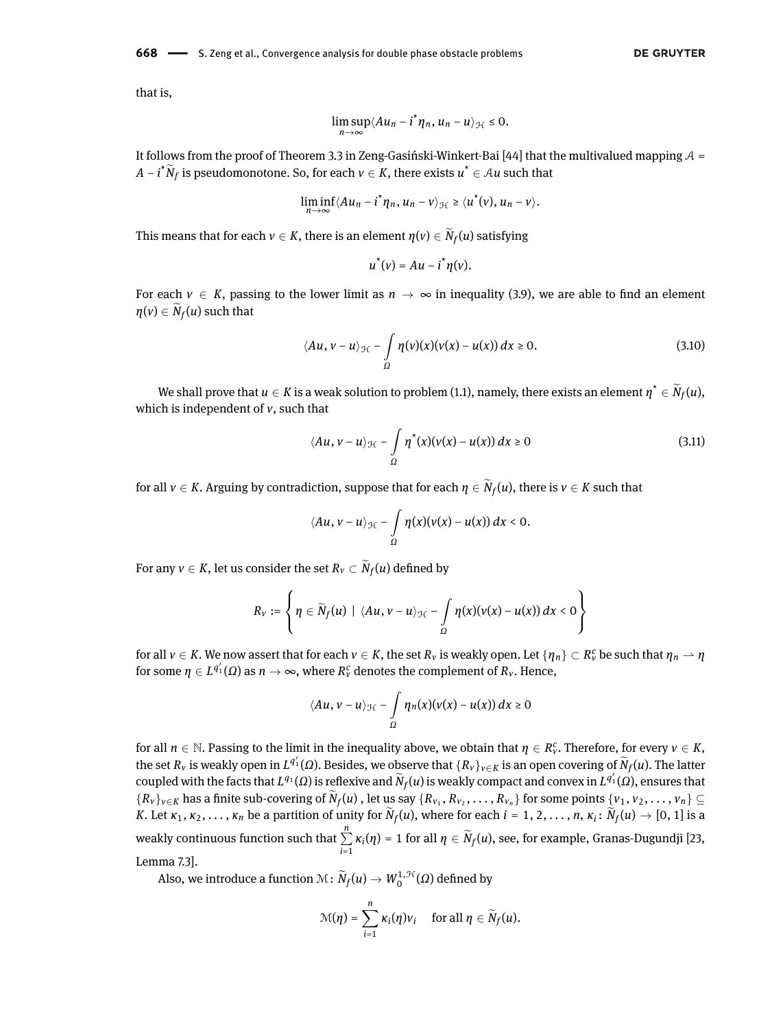that is,

$$\limsup_{n\to\infty}\langle Au_n - i^*\eta_n, u_n - u\rangle_{\mathcal{H}} \le 0.$$

It follows from the proof of Theorem 3.3 in Zeng-Gasiński-Winkert-Bai [44] that the multivalued mapping $\mathcal{A} = A - i^*\widetilde{N}_f$ is pseudomonotone. So, for each $v \in K$, there exists $u^* \in \mathcal{A}u$ such that

$$\liminf_{n\to\infty}\langle Au_n - i^*\eta_n, u_n - v\rangle_{\mathcal{H}} \ge \langle u^*(v), u_n - v\rangle.$$

This means that for each $v \in K$, there is an element $\eta(v) \in \widetilde{N}_f(u)$ satisfying

$$u^*(v) = Au - i^*\eta(v).$$

For each $v \in K$, passing to the lower limit as $n \to \infty$ in inequality (3.9), we are able to find an element $\eta(v) \in \widetilde{N}_f(u)$ such that

$$\langle Au, v - u\rangle_{\mathcal{H}} - \int_\Omega \eta(v)(x)(v(x) - u(x))\,dx \ge 0. \tag{3.10}$$

We shall prove that $u \in K$ is a weak solution to problem (1.1), namely, there exists an element $\eta^* \in \widetilde{N}_f(u)$, which is independent of $v$, such that

$$\langle Au, v - u\rangle_{\mathcal{H}} - \int_\Omega \eta^*(x)(v(x) - u(x))\,dx \ge 0 \tag{3.11}$$

for all $v \in K$. Arguing by contradiction, suppose that for each $\eta \in \widetilde{N}_f(u)$, there is $v \in K$ such that

$$\langle Au, v - u\rangle_{\mathcal{H}} - \int_\Omega \eta(x)(v(x) - u(x))\,dx < 0.$$

For any $v \in K$, let us consider the set $R_v \subset \widetilde{N}_f(u)$ defined by

$$R_v := \left\{ \eta \in \widetilde{N}_f(u) \mid \langle Au, v - u\rangle_{\mathcal{H}} - \int_\Omega \eta(x)(v(x) - u(x))\,dx < 0 \right\}$$

for all $v \in K$. We now assert that for each $v \in K$, the set $R_v$ is weakly open. Let $\{\eta_n\} \subset R_v^c$ be such that $\eta_n \rightharpoonup \eta$ for some $\eta \in L^{q_1'}(\Omega)$ as $n \to \infty$, where $R_v^c$ denotes the complement of $R_v$. Hence,

$$\langle Au, v - u\rangle_{\mathcal{H}} - \int_\Omega \eta_n(x)(v(x) - u(x))\,dx \ge 0$$

for all $n \in \mathbb{N}$. Passing to the limit in the inequality above, we obtain that $\eta \in R_v^c$. Therefore, for every $v \in K$, the set $R_v$ is weakly open in $L^{q_1'}(\Omega)$. Besides, we observe that $\{R_v\}_{v\in K}$ is an open covering of $\widetilde{N}_f(u)$. The latter coupled with the facts that $L^{q_1}(\Omega)$ is reflexive and $\widetilde{N}_f(u)$ is weakly compact and convex in $L^{q_1'}(\Omega)$, ensures that $\{R_v\}_{v\in K}$ has a finite sub-covering of $\widetilde{N}_f(u)$ , let us say $\{R_{v_1}, R_{v_2}, \dots, R_{v_n}\}$ for some points $\{v_1, v_2, \dots, v_n\} \subseteq K$. Let $\kappa_1, \kappa_2, \dots, \kappa_n$ be a partition of unity for $\widetilde{N}_f(u)$, where for each $i = 1, 2, \dots, n$, $\kappa_i \colon \widetilde{N}_f(u) \to [0, 1]$ is a weakly continuous function such that $\sum_{i=1}^n \kappa_i(\eta) = 1$ for all $\eta \in \widetilde{N}_f(u)$, see, for example, Granas-Dugundji [23, Lemma 7.3].

Also, we introduce a function $\mathcal{M} \colon \widetilde{N}_f(u) \to W_0^{1,\mathcal{H}}(\Omega)$ defined by

$$\mathcal{M}(\eta) = \sum_{i=1}^n \kappa_i(\eta)v_i \quad \text{for all } \eta \in \widetilde{N}_f(u).$$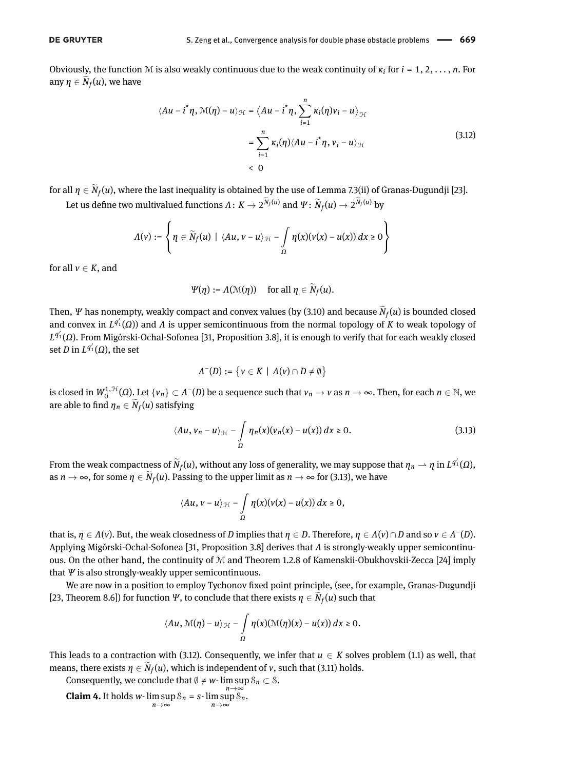Obviously, the function $\mathcal{M}$ is also weakly continuous due to the weak continuity of $\kappa_i$ for $i = 1, 2, \ldots, n$. For any $\eta \in \widetilde{N}_f(u)$, we have

$$
\begin{aligned}
\langle Au - i^{\star}\eta, \mathcal{M}(\eta) - u\rangle_{\mathcal{H}} &= \Big\langle Au - i^{\star}\eta, \sum_{i=1}^{n} \kappa_i(\eta)v_i - u\Big\rangle_{\mathcal{H}} \\
&= \sum_{i=1}^{n} \kappa_i(\eta)\langle Au - i^{\star}\eta, v_i - u\rangle_{\mathcal{H}} \\
&< 0
\end{aligned}
\tag{3.12}
$$

for all $\eta \in \widetilde{N}_f(u)$, where the last inequality is obtained by the use of Lemma 7.3(ii) of Granas-Dugundji [23].

Let us define two multivalued functions $\Lambda\colon K \to 2^{\widetilde{N}_f(u)}$ and $\Psi\colon \widetilde{N}_f(u) \to 2^{\widetilde{N}_f(u)}$ by

$$
\Lambda(v) := \left\{ \eta \in \widetilde{N}_f(u) \mid \langle Au, v - u\rangle_{\mathcal{H}} - \int_{\Omega} \eta(x)(v(x) - u(x))\, dx \geq 0 \right\}
$$

for all $v \in K$, and

$$
\Psi(\eta) := \Lambda(\mathcal{M}(\eta)) \quad \text{for all } \eta \in \widetilde{N}_f(u).
$$

Then, $\Psi$ has nonempty, weakly compact and convex values (by (3.10) and because $\widetilde{N}_f(u)$ is bounded closed and convex in $L^{q_1'}(\Omega)$) and $\Lambda$ is upper semicontinuous from the normal topology of $K$ to weak topology of $L^{q_1'}(\Omega)$. From Migórski-Ochal-Sofonea [31, Proposition 3.8], it is enough to verify that for each weakly closed set $D$ in $L^{q_1'}(\Omega)$, the set

$$
\Lambda^{-}(D) := \{ v \in K \mid \Lambda(v) \cap D \neq \emptyset \}
$$

is closed in $W_0^{1,\mathcal{H}}(\Omega)$. Let $\{v_n\} \subset \Lambda^{-}(D)$ be a sequence such that $v_n \to v$ as $n \to \infty$. Then, for each $n \in \mathbb{N}$, we are able to find $\eta_n \in \widetilde{N}_f(u)$ satisfying

$$
\langle Au, v_n - u\rangle_{\mathcal{H}} - \int_{\Omega} \eta_n(x)(v_n(x) - u(x))\, dx \geq 0. \tag{3.13}
$$

From the weak compactness of $\widetilde{N}_f(u)$, without any loss of generality, we may suppose that $\eta_n \rightharpoonup \eta$ in $L^{q_1'}(\Omega)$, as $n \to \infty$, for some $\eta \in \widetilde{N}_f(u)$. Passing to the upper limit as $n \to \infty$ for (3.13), we have

$$
\langle Au, v - u\rangle_{\mathcal{H}} - \int_{\Omega} \eta(x)(v(x) - u(x))\, dx \geq 0,
$$

that is, $\eta \in \Lambda(v)$. But, the weak closedness of $D$ implies that $\eta \in D$. Therefore, $\eta \in \Lambda(v) \cap D$ and so $v \in \Lambda^{-}(D)$. Applying Migórski-Ochal-Sofonea [31, Proposition 3.8] derives that $\Lambda$ is strongly-weakly upper semicontinuous. On the other hand, the continuity of $\mathcal{M}$ and Theorem 1.2.8 of Kamenskii-Obukhovskii-Zecca [24] imply that $\Psi$ is also strongly-weakly upper semicontinuous.

We are now in a position to employ Tychonov fixed point principle, (see, for example, Granas-Dugundji [23, Theorem 8.6]) for function $\Psi$, to conclude that there exists $\eta \in \widetilde{N}_f(u)$ such that

$$
\langle Au, \mathcal{M}(\eta) - u\rangle_{\mathcal{H}} - \int_{\Omega} \eta(x)(\mathcal{M}(\eta)(x) - u(x))\, dx \geq 0.
$$

This leads to a contraction with (3.12). Consequently, we infer that $u \in K$ solves problem (1.1) as well, that means, there exists $\eta \in \widetilde{N}_f(u)$, which is independent of $v$, such that (3.11) holds.

Consequently, we conclude that $\emptyset \neq w\text{-}\limsup_{n\to\infty} \mathcal{S}_n \subset \mathcal{S}$.

**Claim 4.** It holds $w\text{-}\limsup_{n\to\infty} \mathcal{S}_n = s\text{-}\limsup_{n\to\infty} \mathcal{S}_n$.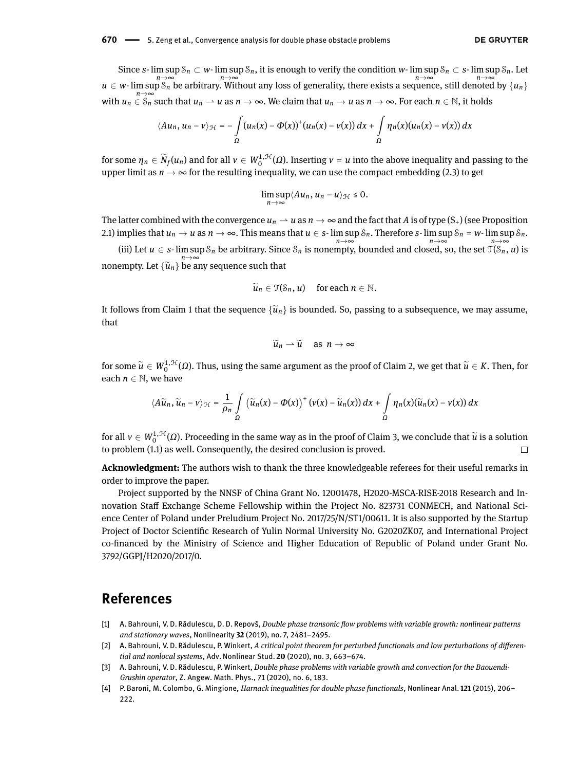Since $s\text{-}\limsup_{n\to\infty} \mathcal{S}_n \subset w\text{-}\limsup_{n\to\infty} \mathcal{S}_n$, it is enough to verify the condition $w\text{-}\limsup_{n\to\infty} \mathcal{S}_n \subset s\text{-}\limsup_{n\to\infty} \mathcal{S}_n$. Let $u \in w\text{-}\limsup_{n\to\infty} \mathcal{S}_n$ be arbitrary. Without any loss of generality, there exists a sequence, still denoted by $\{u_n\}$ with $u_n \in \mathcal{S}_n$ such that $u_n \rightharpoonup u$ as $n \to \infty$. We claim that $u_n \to u$ as $n \to \infty$. For each $n \in \mathbb{N}$, it holds

$$\langle Au_n, u_n - v\rangle_{\mathcal{H}} = -\int_{\Omega} (u_n(x) - \Phi(x))^+(u_n(x) - v(x))\,dx + \int_{\Omega} \eta_n(x)(u_n(x) - v(x))\,dx$$

for some $\eta_n \in \widetilde{N}_f(u_n)$ and for all $v \in W_0^{1,\mathcal{H}}(\Omega)$. Inserting $v = u$ into the above inequality and passing to the upper limit as $n \to \infty$ for the resulting inequality, we can use the compact embedding (2.3) to get

$$\limsup_{n\to\infty} \langle Au_n, u_n - u\rangle_{\mathcal{H}} \leq 0.$$

The latter combined with the convergence $u_n \rightharpoonup u$ as $n \to \infty$ and the fact that $A$ is of type $(\mathrm{S}_+)$ (see Proposition 2.1) implies that $u_n \to u$ as $n \to \infty$. This means that $u \in s\text{-}\limsup_{n\to\infty} \mathcal{S}_n$. Therefore $s\text{-}\limsup_{n\to\infty} \mathcal{S}_n = w\text{-}\limsup_{n\to\infty} \mathcal{S}_n$.

(iii) Let $u \in s\text{-}\limsup_{n\to\infty} \mathcal{S}_n$ be arbitrary. Since $\mathcal{S}_n$ is nonempty, bounded and closed, so, the set $\mathcal{T}(\mathcal{S}_n, u)$ is nonempty. Let $\{\widetilde{u}_n\}$ be any sequence such that

$$\widetilde{u}_n \in \mathcal{T}(\mathcal{S}_n, u) \quad \text{for each } n \in \mathbb{N}.$$

It follows from Claim 1 that the sequence $\{\widetilde{u}_n\}$ is bounded. So, passing to a subsequence, we may assume, that

$$\widetilde{u}_n \rightharpoonup \widetilde{u} \quad \text{as } n \to \infty$$

for some $\widetilde{u} \in W_0^{1,\mathcal{H}}(\Omega)$. Thus, using the same argument as the proof of Claim 2, we get that $\widetilde{u} \in K$. Then, for each $n \in \mathbb{N}$, we have

$$\langle A\widetilde{u}_n, \widetilde{u}_n - v\rangle_{\mathcal{H}} = \frac{1}{\rho_n}\int_{\Omega} \left(\widetilde{u}_n(x) - \Phi(x)\right)^+ (v(x) - \widetilde{u}_n(x))\,dx + \int_{\Omega} \eta_n(x)(\widetilde{u}_n(x) - v(x))\,dx$$

for all $v \in W_0^{1,\mathcal{H}}(\Omega)$. Proceeding in the same way as in the proof of Claim 3, we conclude that $\widetilde{u}$ is a solution to problem (1.1) as well. Consequently, the desired conclusion is proved. □

**Acknowledgment:** The authors wish to thank the three knowledgeable referees for their useful remarks in order to improve the paper.

Project supported by the NNSF of China Grant No. 12001478, H2020-MSCA-RISE-2018 Research and Innovation Staff Exchange Scheme Fellowship within the Project No. 823731 CONMECH, and National Science Center of Poland under Preludium Project No. 2017/25/N/ST1/00611. It is also supported by the Startup Project of Doctor Scientific Research of Yulin Normal University No. G2020ZK07, and International Project co-financed by the Ministry of Science and Higher Education of Republic of Poland under Grant No. 3792/GGPJ/H2020/2017/0.

# References

[1] A. Bahrouni, V. D. Rădulescu, D. D. Repovš, *Double phase transonic flow problems with variable growth: nonlinear patterns and stationary waves*, Nonlinearity **32** (2019), no. 7, 2481–2495.

[2] A. Bahrouni, V. D. Rădulescu, P. Winkert, *A critical point theorem for perturbed functionals and low perturbations of differential and nonlocal systems*, Adv. Nonlinear Stud. **20** (2020), no. 3, 663–674.

[3] A. Bahrouni, V. D. Rădulescu, P. Winkert, *Double phase problems with variable growth and convection for the Baouendi-Grushin operator*, Z. Angew. Math. Phys., 71 (2020), no. 6, 183.

[4] P. Baroni, M. Colombo, G. Mingione, *Harnack inequalities for double phase functionals*, Nonlinear Anal. **121** (2015), 206–222.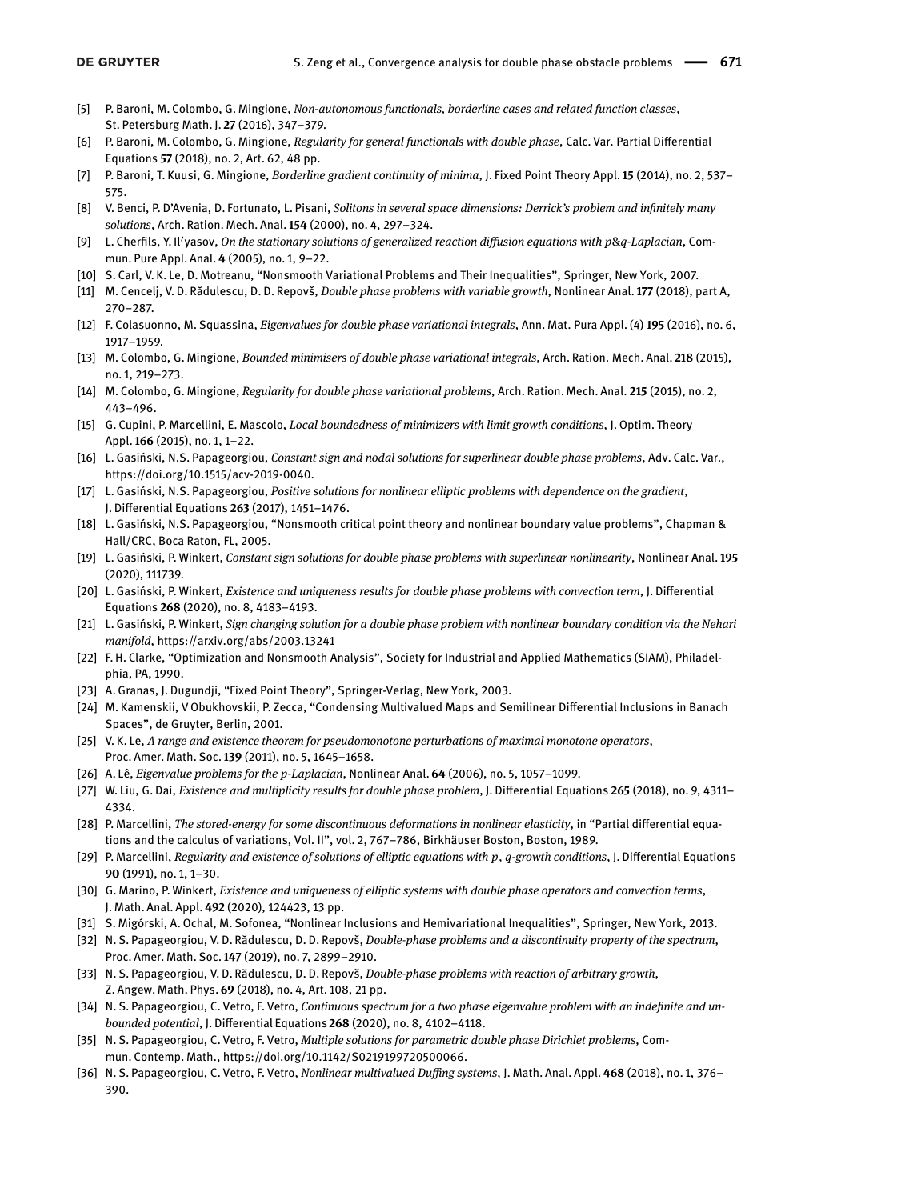[5] P. Baroni, M. Colombo, G. Mingione, *Non-autonomous functionals, borderline cases and related function classes*, St. Petersburg Math. J. **27** (2016), 347–379.

[6] P. Baroni, M. Colombo, G. Mingione, *Regularity for general functionals with double phase*, Calc. Var. Partial Differential Equations **57** (2018), no. 2, Art. 62, 48 pp.

[7] P. Baroni, T. Kuusi, G. Mingione, *Borderline gradient continuity of minima*, J. Fixed Point Theory Appl. **15** (2014), no. 2, 537–575.

[8] V. Benci, P. D'Avenia, D. Fortunato, L. Pisani, *Solitons in several space dimensions: Derrick's problem and infinitely many solutions*, Arch. Ration. Mech. Anal. **154** (2000), no. 4, 297–324.

[9] L. Cherfils, Y. Il′yasov, *On the stationary solutions of generalized reaction diffusion equations with p&q-Laplacian*, Commun. Pure Appl. Anal. **4** (2005), no. 1, 9–22.

[10] S. Carl, V. K. Le, D. Motreanu, "Nonsmooth Variational Problems and Their Inequalities", Springer, New York, 2007.

[11] M. Cencelj, V. D. Rădulescu, D. D. Repovš, *Double phase problems with variable growth*, Nonlinear Anal. **177** (2018), part A, 270–287.

[12] F. Colasuonno, M. Squassina, *Eigenvalues for double phase variational integrals*, Ann. Mat. Pura Appl. (4) **195** (2016), no. 6, 1917–1959.

[13] M. Colombo, G. Mingione, *Bounded minimisers of double phase variational integrals*, Arch. Ration. Mech. Anal. **218** (2015), no. 1, 219–273.

[14] M. Colombo, G. Mingione, *Regularity for double phase variational problems*, Arch. Ration. Mech. Anal. **215** (2015), no. 2, 443–496.

[15] G. Cupini, P. Marcellini, E. Mascolo, *Local boundedness of minimizers with limit growth conditions*, J. Optim. Theory Appl. **166** (2015), no. 1, 1–22.

[16] L. Gasiński, N.S. Papageorgiou, *Constant sign and nodal solutions for superlinear double phase problems*, Adv. Calc. Var., https://doi.org/10.1515/acv-2019-0040.

[17] L. Gasiński, N.S. Papageorgiou, *Positive solutions for nonlinear elliptic problems with dependence on the gradient*, J. Differential Equations **263** (2017), 1451–1476.

[18] L. Gasiński, N.S. Papageorgiou, "Nonsmooth critical point theory and nonlinear boundary value problems", Chapman & Hall/CRC, Boca Raton, FL, 2005.

[19] L. Gasiński, P. Winkert, *Constant sign solutions for double phase problems with superlinear nonlinearity*, Nonlinear Anal. **195** (2020), 111739.

[20] L. Gasiński, P. Winkert, *Existence and uniqueness results for double phase problems with convection term*, J. Differential Equations **268** (2020), no. 8, 4183–4193.

[21] L. Gasiński, P. Winkert, *Sign changing solution for a double phase problem with nonlinear boundary condition via the Nehari manifold*, https://arxiv.org/abs/2003.13241

[22] F. H. Clarke, "Optimization and Nonsmooth Analysis", Society for Industrial and Applied Mathematics (SIAM), Philadelphia, PA, 1990.

[23] A. Granas, J. Dugundji, "Fixed Point Theory", Springer-Verlag, New York, 2003.

[24] M. Kamenskii, V Obukhovskii, P. Zecca, "Condensing Multivalued Maps and Semilinear Differential Inclusions in Banach Spaces", de Gruyter, Berlin, 2001.

[25] V. K. Le, *A range and existence theorem for pseudomonotone perturbations of maximal monotone operators*, Proc. Amer. Math. Soc. **139** (2011), no. 5, 1645–1658.

[26] A. Lê, *Eigenvalue problems for the p-Laplacian*, Nonlinear Anal. **64** (2006), no. 5, 1057–1099.

[27] W. Liu, G. Dai, *Existence and multiplicity results for double phase problem*, J. Differential Equations **265** (2018), no. 9, 4311–4334.

[28] P. Marcellini, *The stored-energy for some discontinuous deformations in nonlinear elasticity*, in "Partial differential equations and the calculus of variations, Vol. II", vol. 2, 767–786, Birkhäuser Boston, Boston, 1989.

[29] P. Marcellini, *Regularity and existence of solutions of elliptic equations with $p$, $q$-growth conditions*, J. Differential Equations **90** (1991), no. 1, 1–30.

[30] G. Marino, P. Winkert, *Existence and uniqueness of elliptic systems with double phase operators and convection terms*, J. Math. Anal. Appl. **492** (2020), 124423, 13 pp.

[31] S. Migórski, A. Ochal, M. Sofonea, "Nonlinear Inclusions and Hemivariational Inequalities", Springer, New York, 2013.

[32] N. S. Papageorgiou, V. D. Rădulescu, D. D. Repovš, *Double-phase problems and a discontinuity property of the spectrum*, Proc. Amer. Math. Soc. **147** (2019), no. 7, 2899–2910.

[33] N. S. Papageorgiou, V. D. Rădulescu, D. D. Repovš, *Double-phase problems with reaction of arbitrary growth*, Z. Angew. Math. Phys. **69** (2018), no. 4, Art. 108, 21 pp.

[34] N. S. Papageorgiou, C. Vetro, F. Vetro, *Continuous spectrum for a two phase eigenvalue problem with an indefinite and unbounded potential*, J. Differential Equations **268** (2020), no. 8, 4102–4118.

[35] N. S. Papageorgiou, C. Vetro, F. Vetro, *Multiple solutions for parametric double phase Dirichlet problems*, Commun. Contemp. Math., https://doi.org/10.1142/S0219199720500066.

[36] N. S. Papageorgiou, C. Vetro, F. Vetro, *Nonlinear multivalued Duffing systems*, J. Math. Anal. Appl. **468** (2018), no. 1, 376–390.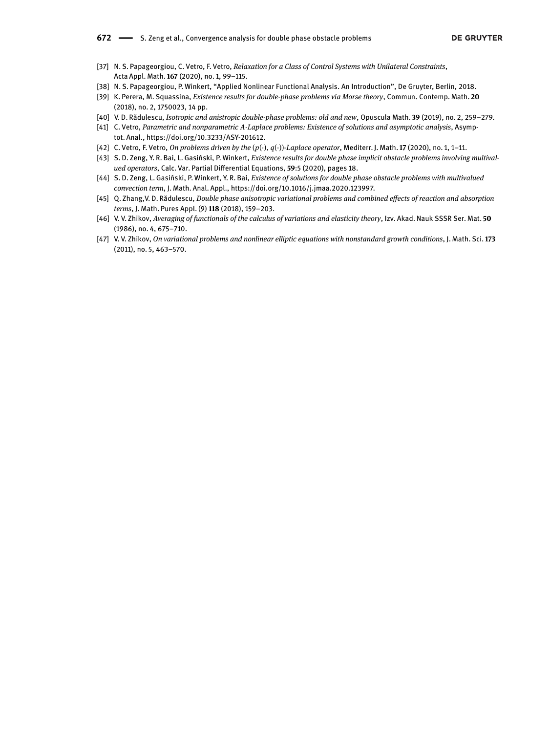[37] N. S. Papageorgiou, C. Vetro, F. Vetro, *Relaxation for a Class of Control Systems with Unilateral Constraints*, Acta Appl. Math. **167** (2020), no. 1, 99–115.

[38] N. S. Papageorgiou, P. Winkert, "Applied Nonlinear Functional Analysis. An Introduction", De Gruyter, Berlin, 2018.

[39] K. Perera, M. Squassina, *Existence results for double-phase problems via Morse theory*, Commun. Contemp. Math. **20** (2018), no. 2, 1750023, 14 pp.

[40] V. D. Rădulescu, *Isotropic and anistropic double-phase problems: old and new*, Opuscula Math. **39** (2019), no. 2, 259–279.

[41] C. Vetro, *Parametric and nonparametric A-Laplace problems: Existence of solutions and asymptotic analysis*, Asymptot. Anal., https://doi.org/10.3233/ASY-201612.

[42] C. Vetro, F. Vetro, *On problems driven by the* $(p(\cdot), q(\cdot))$*-Laplace operator*, Mediterr. J. Math. **17** (2020), no. 1, 1–11.

[43] S. D. Zeng, Y. R. Bai, L. Gasiński, P. Winkert, *Existence results for double phase implicit obstacle problems involving multivalued operators*, Calc. Var. Partial Differential Equations, **59**:5 (2020), pages 18.

[44] S. D. Zeng, L. Gasiński, P. Winkert, Y. R. Bai, *Existence of solutions for double phase obstacle problems with multivalued convection term*, J. Math. Anal. Appl., https://doi.org/10.1016/j.jmaa.2020.123997.

[45] Q. Zhang,V. D. Rădulescu, *Double phase anisotropic variational problems and combined effects of reaction and absorption terms*, J. Math. Pures Appl. (9) **118** (2018), 159–203.

[46] V. V. Zhikov, *Averaging of functionals of the calculus of variations and elasticity theory*, Izv. Akad. Nauk SSSR Ser. Mat. **50** (1986), no. 4, 675–710.

[47] V. V. Zhikov, *On variational problems and nonlinear elliptic equations with nonstandard growth conditions*, J. Math. Sci. **173** (2011), no. 5, 463–570.